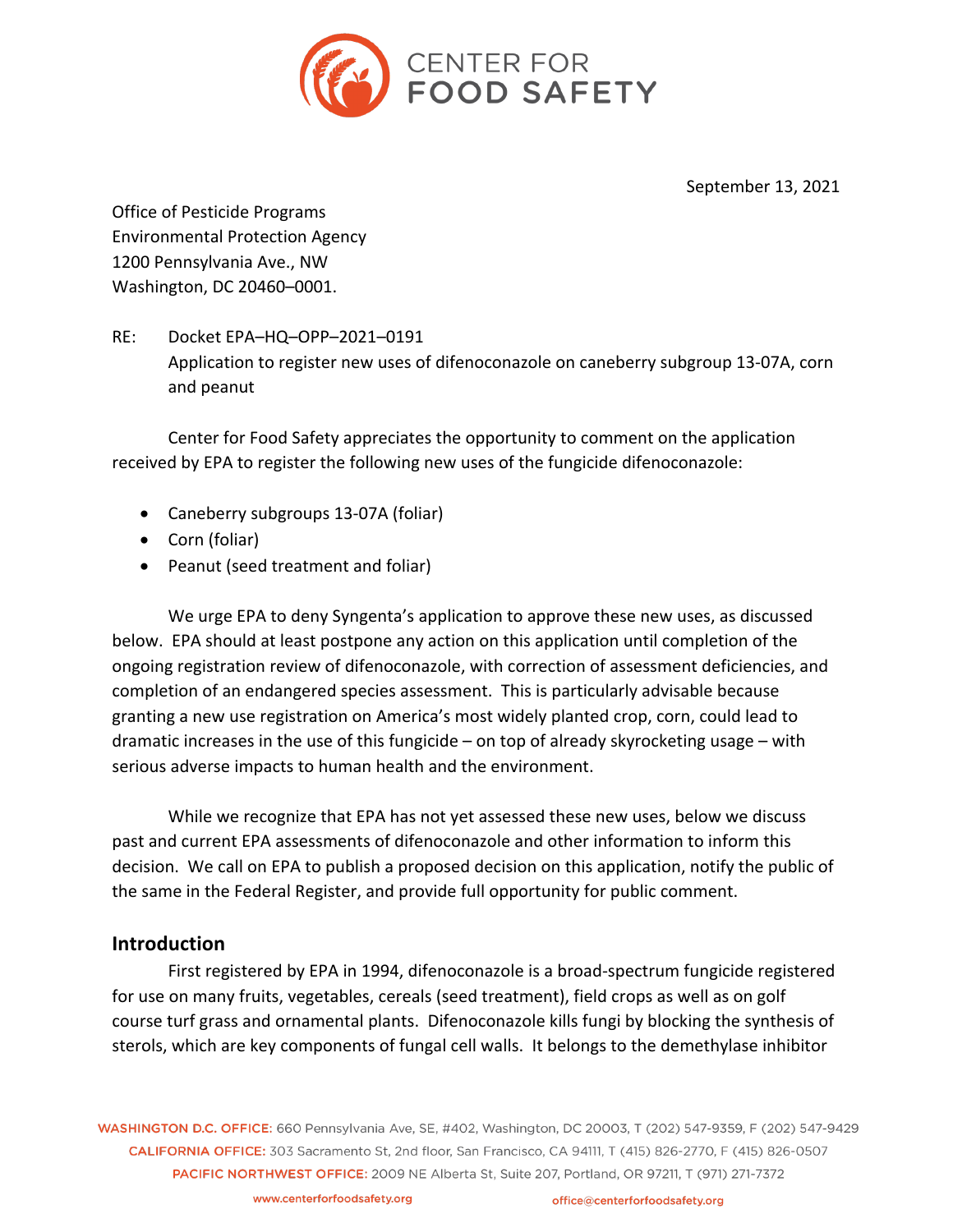# CENTER FOR FOOD SAFETY

September 13, 2021

Office of Pesticide Programs
Environmental Protection Agency
1200 Pennsylvania Ave., NW
Washington, DC 20460–0001.

RE: Docket EPA–HQ–OPP–2021–0191
Application to register new uses of difenoconazole on caneberry subgroup 13-07A, corn and peanut

Center for Food Safety appreciates the opportunity to comment on the application received by EPA to register the following new uses of the fungicide difenoconazole:

- Caneberry subgroups 13-07A (foliar)
- Corn (foliar)
- Peanut (seed treatment and foliar)

We urge EPA to deny Syngenta's application to approve these new uses, as discussed below. EPA should at least postpone any action on this application until completion of the ongoing registration review of difenoconazole, with correction of assessment deficiencies, and completion of an endangered species assessment. This is particularly advisable because granting a new use registration on America's most widely planted crop, corn, could lead to dramatic increases in the use of this fungicide – on top of already skyrocketing usage – with serious adverse impacts to human health and the environment.

While we recognize that EPA has not yet assessed these new uses, below we discuss past and current EPA assessments of difenoconazole and other information to inform this decision. We call on EPA to publish a proposed decision on this application, notify the public of the same in the Federal Register, and provide full opportunity for public comment.

## Introduction

First registered by EPA in 1994, difenoconazole is a broad-spectrum fungicide registered for use on many fruits, vegetables, cereals (seed treatment), field crops as well as on golf course turf grass and ornamental plants. Difenoconazole kills fungi by blocking the synthesis of sterols, which are key components of fungal cell walls. It belongs to the demethylase inhibitor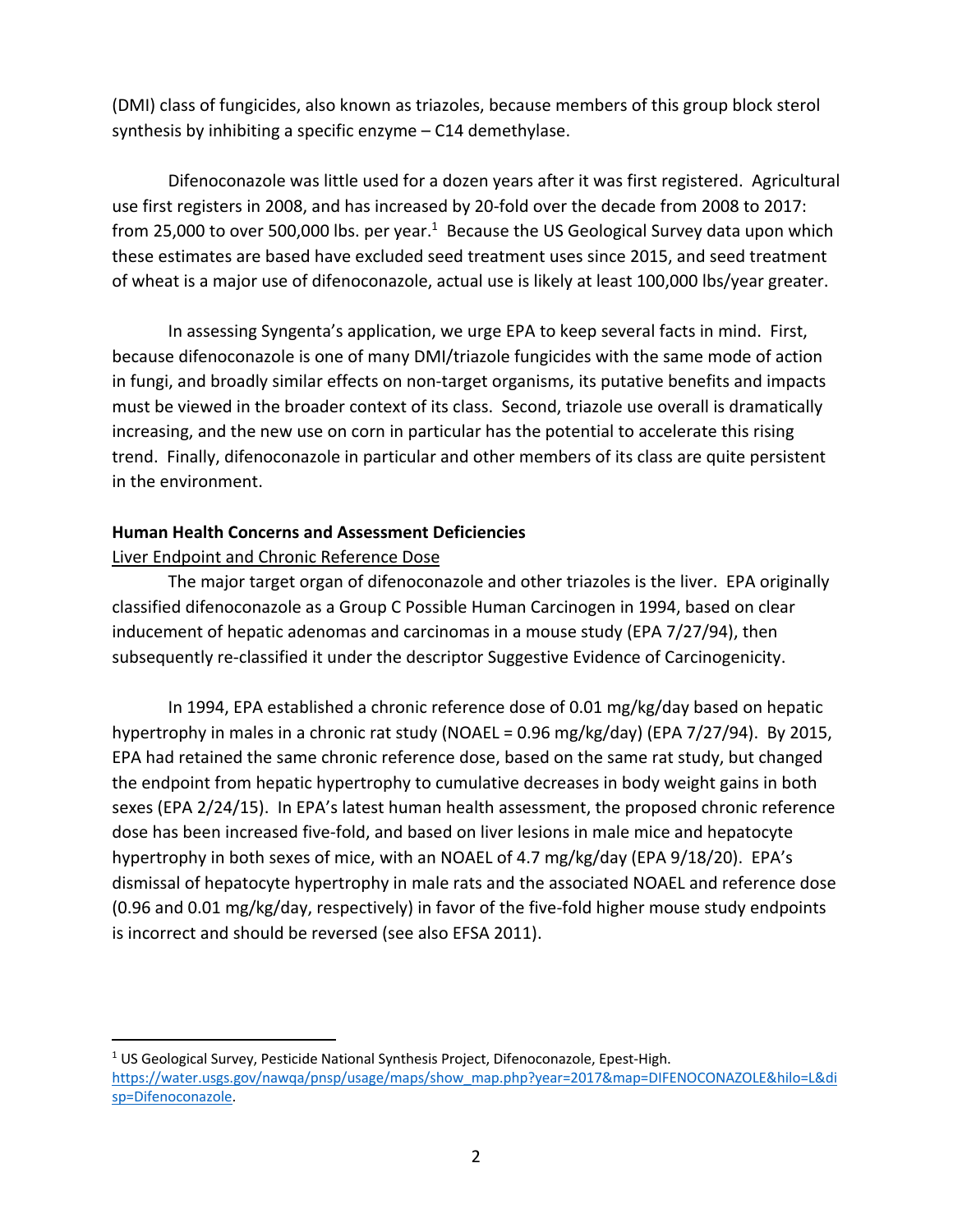(DMI) class of fungicides, also known as triazoles, because members of this group block sterol synthesis by inhibiting a specific enzyme – C14 demethylase.

Difenoconazole was little used for a dozen years after it was first registered. Agricultural use first registers in 2008, and has increased by 20-fold over the decade from 2008 to 2017: from 25,000 to over 500,000 lbs. per year.[1] Because the US Geological Survey data upon which these estimates are based have excluded seed treatment uses since 2015, and seed treatment of wheat is a major use of difenoconazole, actual use is likely at least 100,000 lbs/year greater.

In assessing Syngenta's application, we urge EPA to keep several facts in mind. First, because difenoconazole is one of many DMI/triazole fungicides with the same mode of action in fungi, and broadly similar effects on non-target organisms, its putative benefits and impacts must be viewed in the broader context of its class. Second, triazole use overall is dramatically increasing, and the new use on corn in particular has the potential to accelerate this rising trend. Finally, difenoconazole in particular and other members of its class are quite persistent in the environment.

**Human Health Concerns and Assessment Deficiencies**

Liver Endpoint and Chronic Reference Dose

The major target organ of difenoconazole and other triazoles is the liver. EPA originally classified difenoconazole as a Group C Possible Human Carcinogen in 1994, based on clear inducement of hepatic adenomas and carcinomas in a mouse study (EPA 7/27/94), then subsequently re-classified it under the descriptor Suggestive Evidence of Carcinogenicity.

In 1994, EPA established a chronic reference dose of 0.01 mg/kg/day based on hepatic hypertrophy in males in a chronic rat study (NOAEL = 0.96 mg/kg/day) (EPA 7/27/94). By 2015, EPA had retained the same chronic reference dose, based on the same rat study, but changed the endpoint from hepatic hypertrophy to cumulative decreases in body weight gains in both sexes (EPA 2/24/15). In EPA's latest human health assessment, the proposed chronic reference dose has been increased five-fold, and based on liver lesions in male mice and hepatocyte hypertrophy in both sexes of mice, with an NOAEL of 4.7 mg/kg/day (EPA 9/18/20). EPA's dismissal of hepatocyte hypertrophy in male rats and the associated NOAEL and reference dose (0.96 and 0.01 mg/kg/day, respectively) in favor of the five-fold higher mouse study endpoints is incorrect and should be reversed (see also EFSA 2011).

[1] US Geological Survey, Pesticide National Synthesis Project, Difenoconazole, Epest-High. https://water.usgs.gov/nawqa/pnsp/usage/maps/show_map.php?year=2017&map=DIFENOCONAZOLE&hilo=L&disp=Difenoconazole.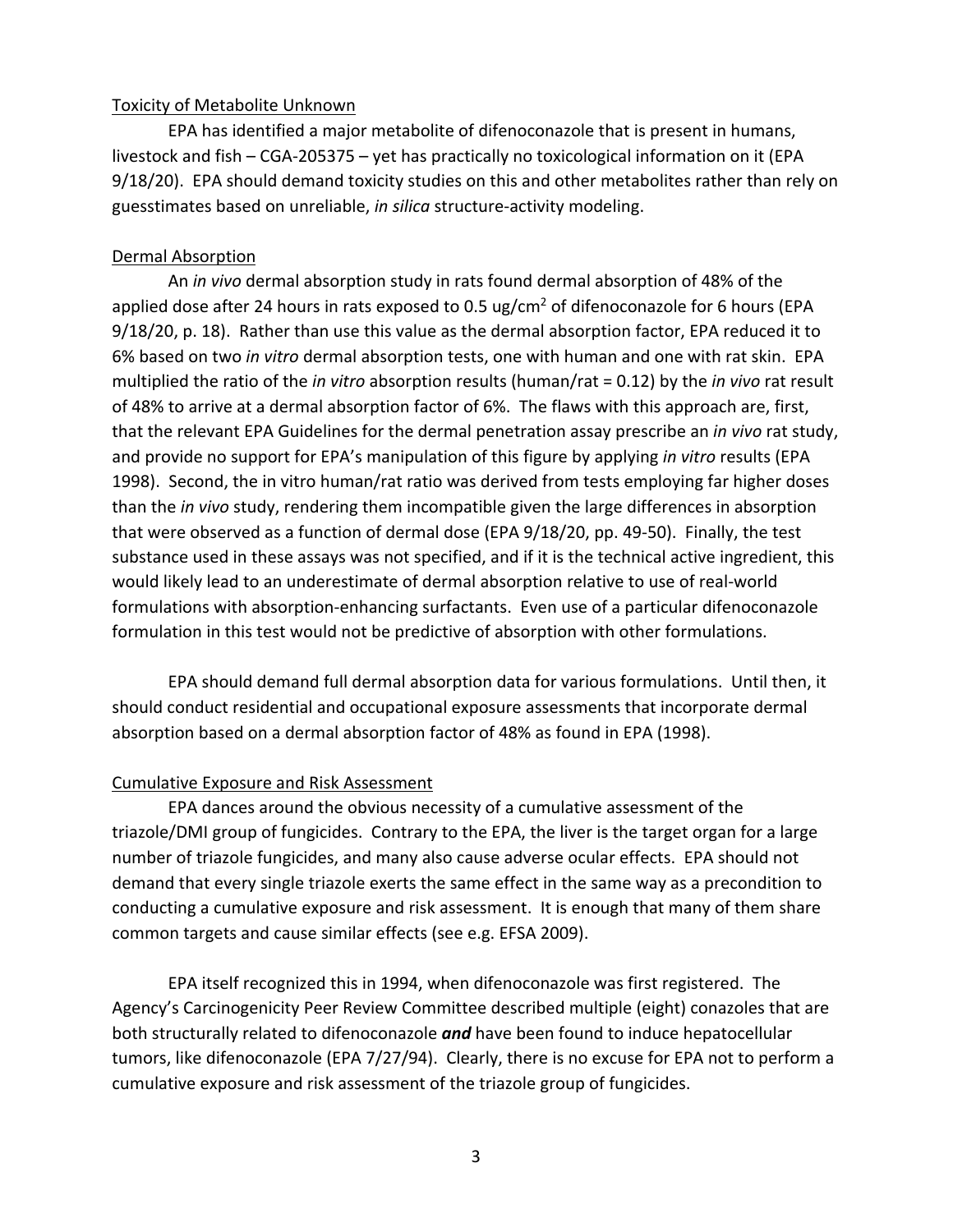Toxicity of Metabolite Unknown

EPA has identified a major metabolite of difenoconazole that is present in humans, livestock and fish – CGA-205375 – yet has practically no toxicological information on it (EPA 9/18/20). EPA should demand toxicity studies on this and other metabolites rather than rely on guesstimates based on unreliable, *in silica* structure-activity modeling.

Dermal Absorption

An *in vivo* dermal absorption study in rats found dermal absorption of 48% of the applied dose after 24 hours in rats exposed to 0.5 ug/cm$^2$ of difenoconazole for 6 hours (EPA 9/18/20, p. 18). Rather than use this value as the dermal absorption factor, EPA reduced it to 6% based on two *in vitro* dermal absorption tests, one with human and one with rat skin. EPA multiplied the ratio of the *in vitro* absorption results (human/rat = 0.12) by the *in vivo* rat result of 48% to arrive at a dermal absorption factor of 6%. The flaws with this approach are, first, that the relevant EPA Guidelines for the dermal penetration assay prescribe an *in vivo* rat study, and provide no support for EPA's manipulation of this figure by applying *in vitro* results (EPA 1998). Second, the in vitro human/rat ratio was derived from tests employing far higher doses than the *in vivo* study, rendering them incompatible given the large differences in absorption that were observed as a function of dermal dose (EPA 9/18/20, pp. 49-50). Finally, the test substance used in these assays was not specified, and if it is the technical active ingredient, this would likely lead to an underestimate of dermal absorption relative to use of real-world formulations with absorption-enhancing surfactants. Even use of a particular difenoconazole formulation in this test would not be predictive of absorption with other formulations.

EPA should demand full dermal absorption data for various formulations. Until then, it should conduct residential and occupational exposure assessments that incorporate dermal absorption based on a dermal absorption factor of 48% as found in EPA (1998).

Cumulative Exposure and Risk Assessment

EPA dances around the obvious necessity of a cumulative assessment of the triazole/DMI group of fungicides. Contrary to the EPA, the liver is the target organ for a large number of triazole fungicides, and many also cause adverse ocular effects. EPA should not demand that every single triazole exerts the same effect in the same way as a precondition to conducting a cumulative exposure and risk assessment. It is enough that many of them share common targets and cause similar effects (see e.g. EFSA 2009).

EPA itself recognized this in 1994, when difenoconazole was first registered. The Agency's Carcinogenicity Peer Review Committee described multiple (eight) conazoles that are both structurally related to difenoconazole ***and*** have been found to induce hepatocellular tumors, like difenoconazole (EPA 7/27/94). Clearly, there is no excuse for EPA not to perform a cumulative exposure and risk assessment of the triazole group of fungicides.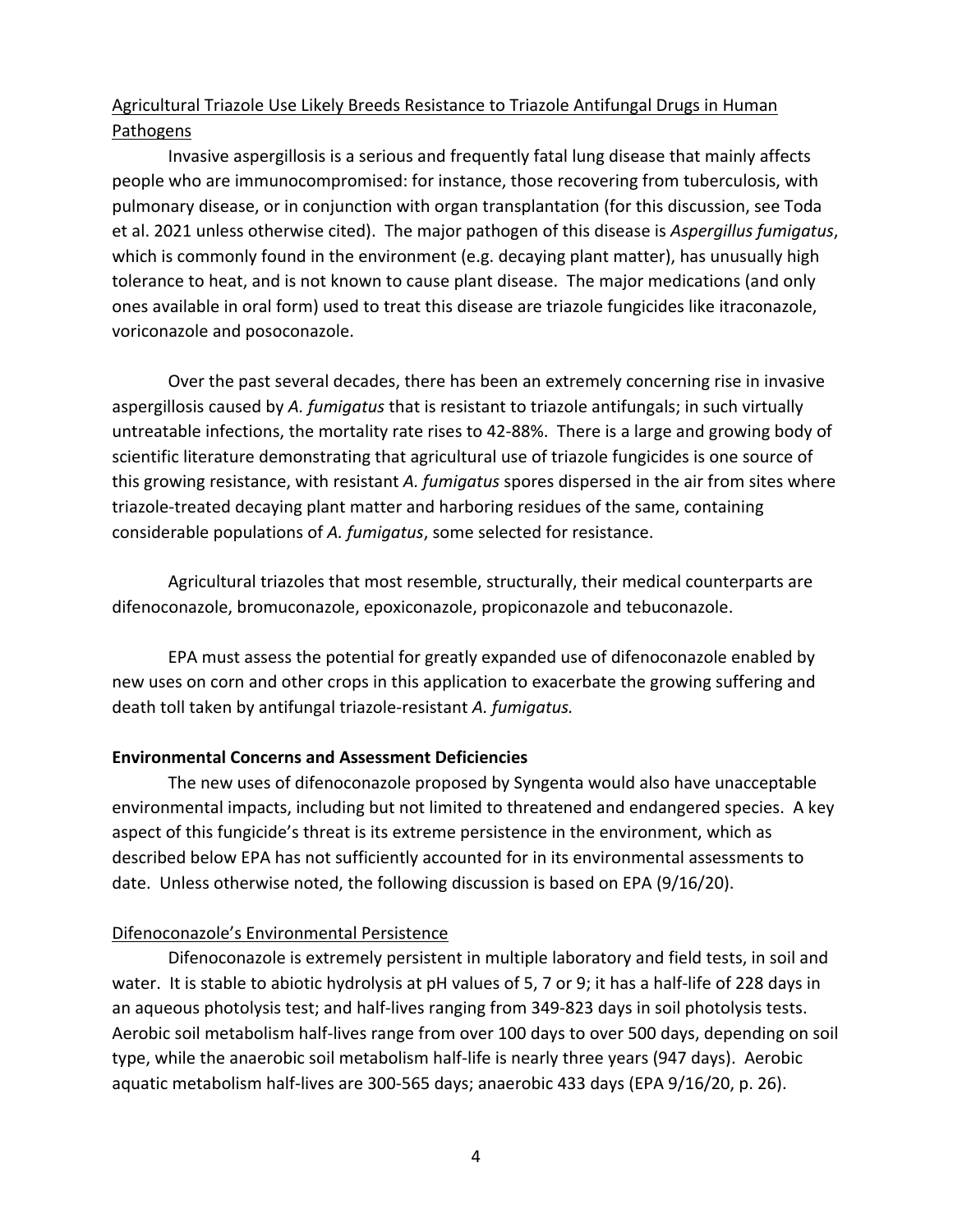Agricultural Triazole Use Likely Breeds Resistance to Triazole Antifungal Drugs in Human Pathogens

Invasive aspergillosis is a serious and frequently fatal lung disease that mainly affects people who are immunocompromised: for instance, those recovering from tuberculosis, with pulmonary disease, or in conjunction with organ transplantation (for this discussion, see Toda et al. 2021 unless otherwise cited). The major pathogen of this disease is *Aspergillus fumigatus*, which is commonly found in the environment (e.g. decaying plant matter), has unusually high tolerance to heat, and is not known to cause plant disease. The major medications (and only ones available in oral form) used to treat this disease are triazole fungicides like itraconazole, voriconazole and posoconazole.

Over the past several decades, there has been an extremely concerning rise in invasive aspergillosis caused by *A. fumigatus* that is resistant to triazole antifungals; in such virtually untreatable infections, the mortality rate rises to 42-88%. There is a large and growing body of scientific literature demonstrating that agricultural use of triazole fungicides is one source of this growing resistance, with resistant *A. fumigatus* spores dispersed in the air from sites where triazole-treated decaying plant matter and harboring residues of the same, containing considerable populations of *A. fumigatus*, some selected for resistance.

Agricultural triazoles that most resemble, structurally, their medical counterparts are difenoconazole, bromuconazole, epoxiconazole, propiconazole and tebuconazole.

EPA must assess the potential for greatly expanded use of difenoconazole enabled by new uses on corn and other crops in this application to exacerbate the growing suffering and death toll taken by antifungal triazole-resistant *A. fumigatus.*

**Environmental Concerns and Assessment Deficiencies**

The new uses of difenoconazole proposed by Syngenta would also have unacceptable environmental impacts, including but not limited to threatened and endangered species. A key aspect of this fungicide's threat is its extreme persistence in the environment, which as described below EPA has not sufficiently accounted for in its environmental assessments to date. Unless otherwise noted, the following discussion is based on EPA (9/16/20).

Difenoconazole's Environmental Persistence

Difenoconazole is extremely persistent in multiple laboratory and field tests, in soil and water. It is stable to abiotic hydrolysis at pH values of 5, 7 or 9; it has a half-life of 228 days in an aqueous photolysis test; and half-lives ranging from 349-823 days in soil photolysis tests. Aerobic soil metabolism half-lives range from over 100 days to over 500 days, depending on soil type, while the anaerobic soil metabolism half-life is nearly three years (947 days). Aerobic aquatic metabolism half-lives are 300-565 days; anaerobic 433 days (EPA 9/16/20, p. 26).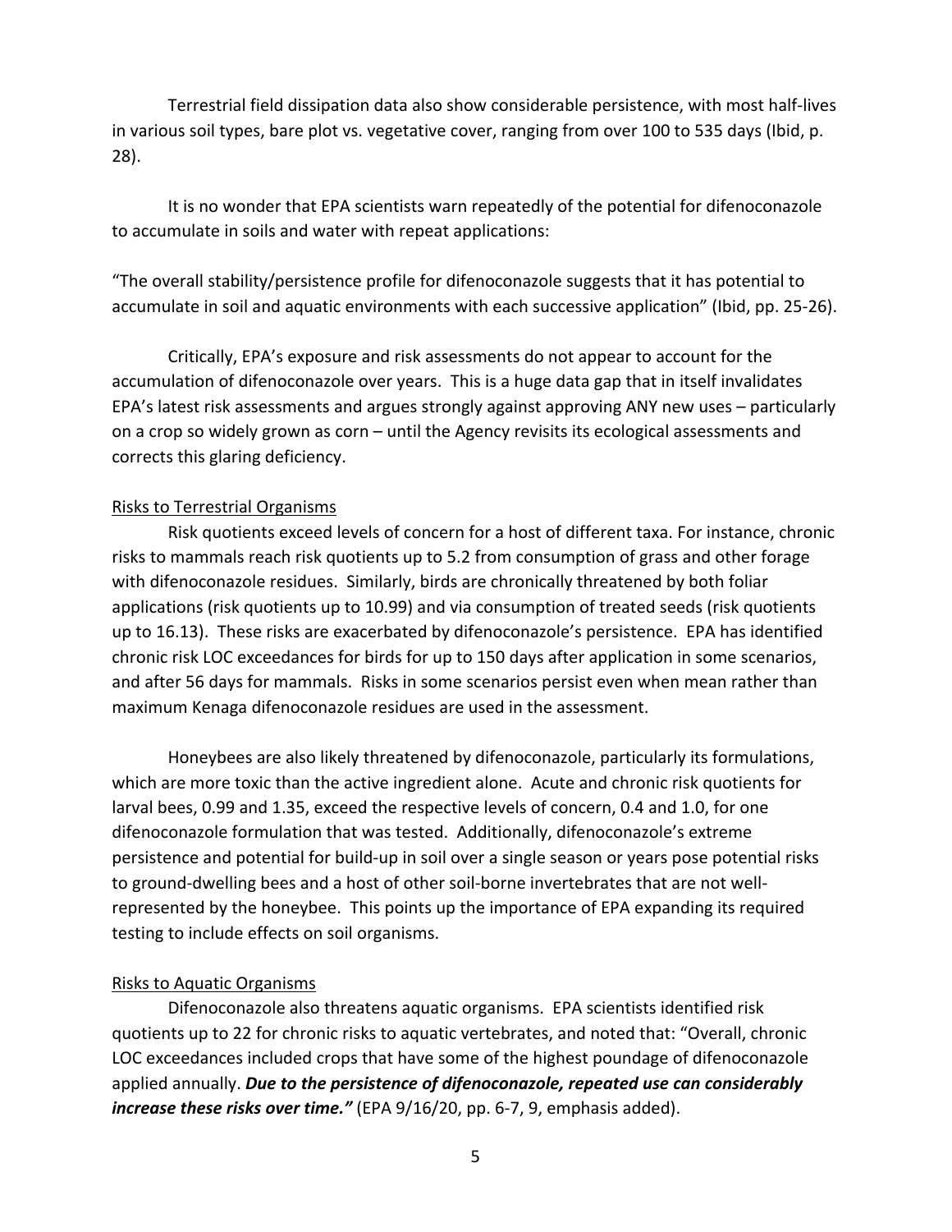Terrestrial field dissipation data also show considerable persistence, with most half-lives in various soil types, bare plot vs. vegetative cover, ranging from over 100 to 535 days (Ibid, p. 28).

It is no wonder that EPA scientists warn repeatedly of the potential for difenoconazole to accumulate in soils and water with repeat applications:

"The overall stability/persistence profile for difenoconazole suggests that it has potential to accumulate in soil and aquatic environments with each successive application" (Ibid, pp. 25-26).

Critically, EPA's exposure and risk assessments do not appear to account for the accumulation of difenoconazole over years. This is a huge data gap that in itself invalidates EPA's latest risk assessments and argues strongly against approving ANY new uses – particularly on a crop so widely grown as corn – until the Agency revisits its ecological assessments and corrects this glaring deficiency.

Risks to Terrestrial Organisms

Risk quotients exceed levels of concern for a host of different taxa. For instance, chronic risks to mammals reach risk quotients up to 5.2 from consumption of grass and other forage with difenoconazole residues. Similarly, birds are chronically threatened by both foliar applications (risk quotients up to 10.99) and via consumption of treated seeds (risk quotients up to 16.13). These risks are exacerbated by difenoconazole's persistence. EPA has identified chronic risk LOC exceedances for birds for up to 150 days after application in some scenarios, and after 56 days for mammals. Risks in some scenarios persist even when mean rather than maximum Kenaga difenoconazole residues are used in the assessment.

Honeybees are also likely threatened by difenoconazole, particularly its formulations, which are more toxic than the active ingredient alone. Acute and chronic risk quotients for larval bees, 0.99 and 1.35, exceed the respective levels of concern, 0.4 and 1.0, for one difenoconazole formulation that was tested. Additionally, difenoconazole's extreme persistence and potential for build-up in soil over a single season or years pose potential risks to ground-dwelling bees and a host of other soil-borne invertebrates that are not well-represented by the honeybee. This points up the importance of EPA expanding its required testing to include effects on soil organisms.

Risks to Aquatic Organisms

Difenoconazole also threatens aquatic organisms. EPA scientists identified risk quotients up to 22 for chronic risks to aquatic vertebrates, and noted that: "Overall, chronic LOC exceedances included crops that have some of the highest poundage of difenoconazole applied annually. ***Due to the persistence of difenoconazole, repeated use can considerably increase these risks over time."*** (EPA 9/16/20, pp. 6-7, 9, emphasis added).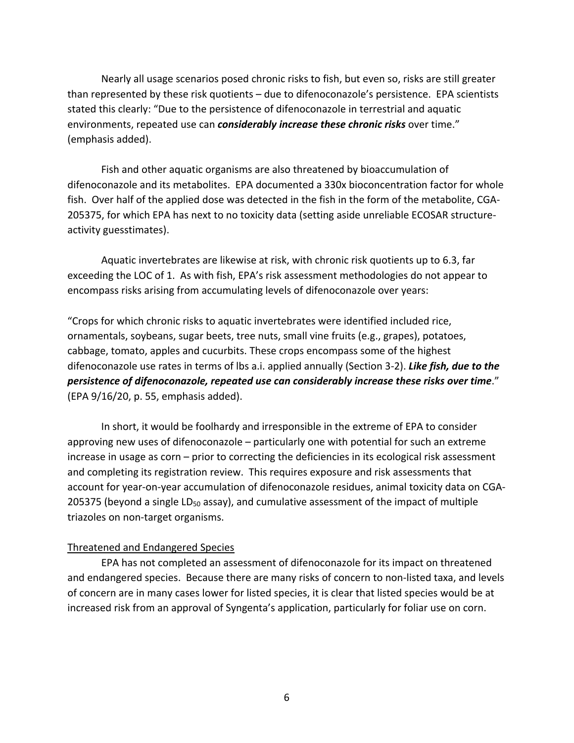Nearly all usage scenarios posed chronic risks to fish, but even so, risks are still greater than represented by these risk quotients – due to difenoconazole's persistence. EPA scientists stated this clearly: "Due to the persistence of difenoconazole in terrestrial and aquatic environments, repeated use can ***considerably increase these chronic risks*** over time." (emphasis added).

Fish and other aquatic organisms are also threatened by bioaccumulation of difenoconazole and its metabolites. EPA documented a 330x bioconcentration factor for whole fish. Over half of the applied dose was detected in the fish in the form of the metabolite, CGA-205375, for which EPA has next to no toxicity data (setting aside unreliable ECOSAR structure-activity guesstimates).

Aquatic invertebrates are likewise at risk, with chronic risk quotients up to 6.3, far exceeding the LOC of 1. As with fish, EPA's risk assessment methodologies do not appear to encompass risks arising from accumulating levels of difenoconazole over years:

"Crops for which chronic risks to aquatic invertebrates were identified included rice, ornamentals, soybeans, sugar beets, tree nuts, small vine fruits (e.g., grapes), potatoes, cabbage, tomato, apples and cucurbits. These crops encompass some of the highest difenoconazole use rates in terms of lbs a.i. applied annually (Section 3-2). ***Like fish, due to the persistence of difenoconazole, repeated use can considerably increase these risks over time***." (EPA 9/16/20, p. 55, emphasis added).

In short, it would be foolhardy and irresponsible in the extreme of EPA to consider approving new uses of difenoconazole – particularly one with potential for such an extreme increase in usage as corn – prior to correcting the deficiencies in its ecological risk assessment and completing its registration review. This requires exposure and risk assessments that account for year-on-year accumulation of difenoconazole residues, animal toxicity data on CGA-205375 (beyond a single $LD_{50}$ assay), and cumulative assessment of the impact of multiple triazoles on non-target organisms.

Threatened and Endangered Species

EPA has not completed an assessment of difenoconazole for its impact on threatened and endangered species. Because there are many risks of concern to non-listed taxa, and levels of concern are in many cases lower for listed species, it is clear that listed species would be at increased risk from an approval of Syngenta's application, particularly for foliar use on corn.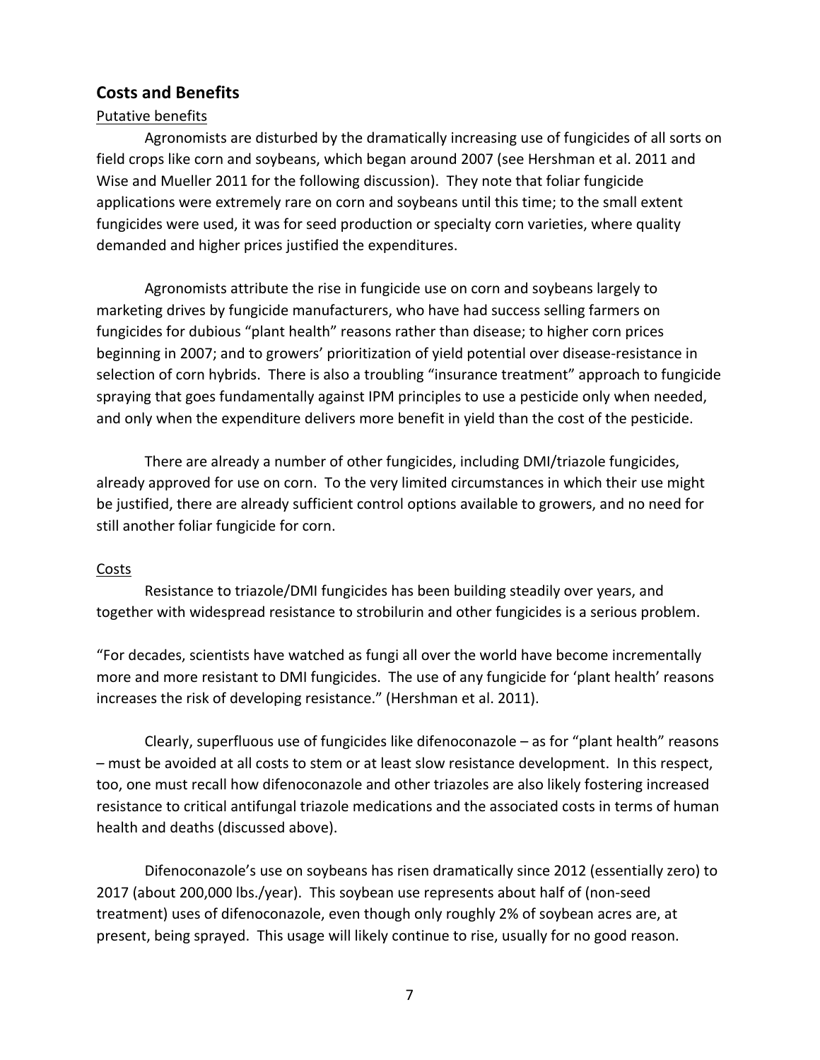## Costs and Benefits

Putative benefits

Agronomists are disturbed by the dramatically increasing use of fungicides of all sorts on field crops like corn and soybeans, which began around 2007 (see Hershman et al. 2011 and Wise and Mueller 2011 for the following discussion). They note that foliar fungicide applications were extremely rare on corn and soybeans until this time; to the small extent fungicides were used, it was for seed production or specialty corn varieties, where quality demanded and higher prices justified the expenditures.

Agronomists attribute the rise in fungicide use on corn and soybeans largely to marketing drives by fungicide manufacturers, who have had success selling farmers on fungicides for dubious "plant health" reasons rather than disease; to higher corn prices beginning in 2007; and to growers' prioritization of yield potential over disease-resistance in selection of corn hybrids. There is also a troubling "insurance treatment" approach to fungicide spraying that goes fundamentally against IPM principles to use a pesticide only when needed, and only when the expenditure delivers more benefit in yield than the cost of the pesticide.

There are already a number of other fungicides, including DMI/triazole fungicides, already approved for use on corn. To the very limited circumstances in which their use might be justified, there are already sufficient control options available to growers, and no need for still another foliar fungicide for corn.

Costs

Resistance to triazole/DMI fungicides has been building steadily over years, and together with widespread resistance to strobilurin and other fungicides is a serious problem.

"For decades, scientists have watched as fungi all over the world have become incrementally more and more resistant to DMI fungicides. The use of any fungicide for 'plant health' reasons increases the risk of developing resistance." (Hershman et al. 2011).

Clearly, superfluous use of fungicides like difenoconazole – as for "plant health" reasons – must be avoided at all costs to stem or at least slow resistance development. In this respect, too, one must recall how difenoconazole and other triazoles are also likely fostering increased resistance to critical antifungal triazole medications and the associated costs in terms of human health and deaths (discussed above).

Difenoconazole's use on soybeans has risen dramatically since 2012 (essentially zero) to 2017 (about 200,000 lbs./year). This soybean use represents about half of (non-seed treatment) uses of difenoconazole, even though only roughly 2% of soybean acres are, at present, being sprayed. This usage will likely continue to rise, usually for no good reason.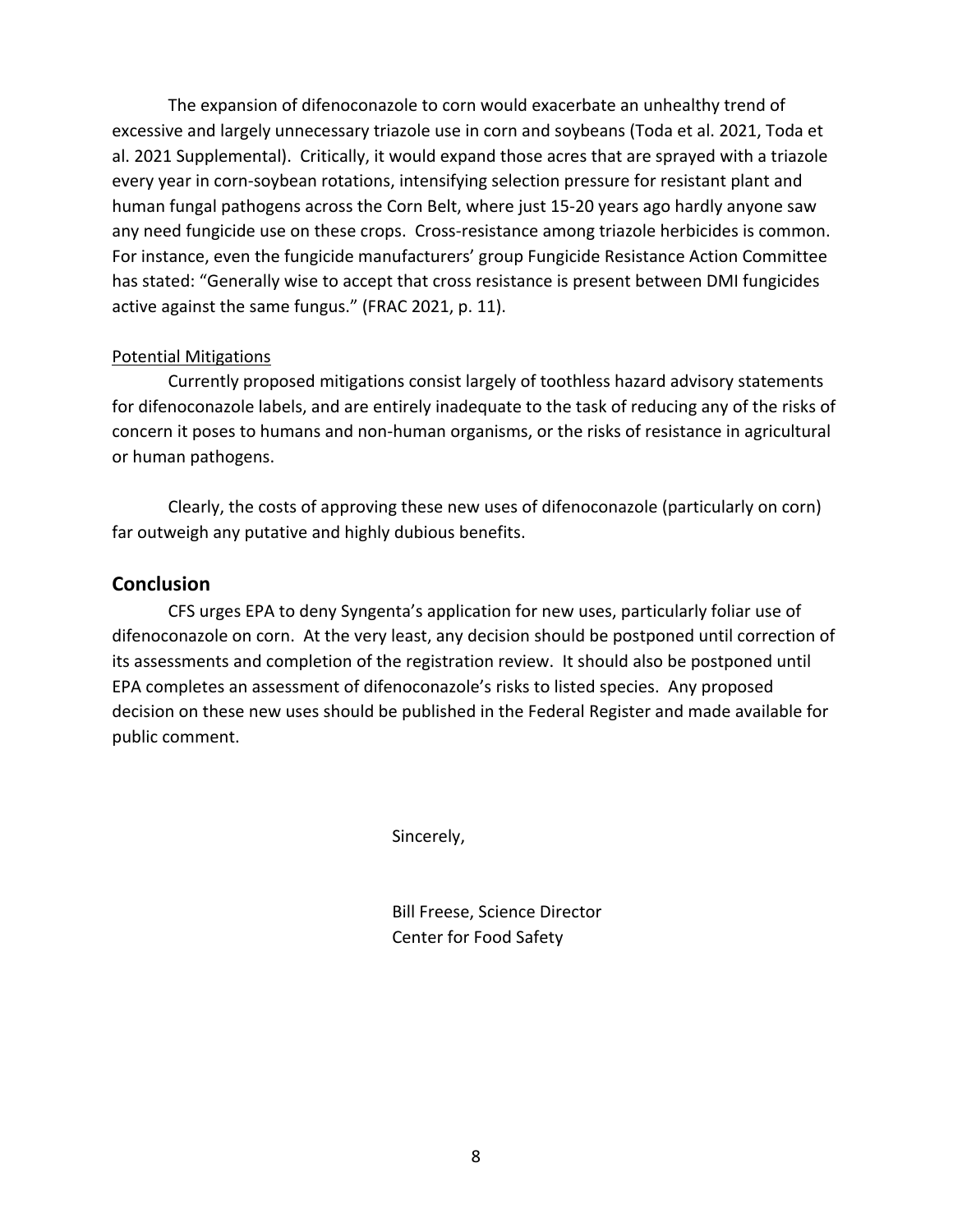The expansion of difenoconazole to corn would exacerbate an unhealthy trend of excessive and largely unnecessary triazole use in corn and soybeans (Toda et al. 2021, Toda et al. 2021 Supplemental). Critically, it would expand those acres that are sprayed with a triazole every year in corn-soybean rotations, intensifying selection pressure for resistant plant and human fungal pathogens across the Corn Belt, where just 15-20 years ago hardly anyone saw any need fungicide use on these crops. Cross-resistance among triazole herbicides is common. For instance, even the fungicide manufacturers' group Fungicide Resistance Action Committee has stated: "Generally wise to accept that cross resistance is present between DMI fungicides active against the same fungus." (FRAC 2021, p. 11).

Potential Mitigations

Currently proposed mitigations consist largely of toothless hazard advisory statements for difenoconazole labels, and are entirely inadequate to the task of reducing any of the risks of concern it poses to humans and non-human organisms, or the risks of resistance in agricultural or human pathogens.

Clearly, the costs of approving these new uses of difenoconazole (particularly on corn) far outweigh any putative and highly dubious benefits.

## Conclusion

CFS urges EPA to deny Syngenta's application for new uses, particularly foliar use of difenoconazole on corn. At the very least, any decision should be postponed until correction of its assessments and completion of the registration review. It should also be postponed until EPA completes an assessment of difenoconazole's risks to listed species. Any proposed decision on these new uses should be published in the Federal Register and made available for public comment.

Sincerely,

Bill Freese, Science Director
Center for Food Safety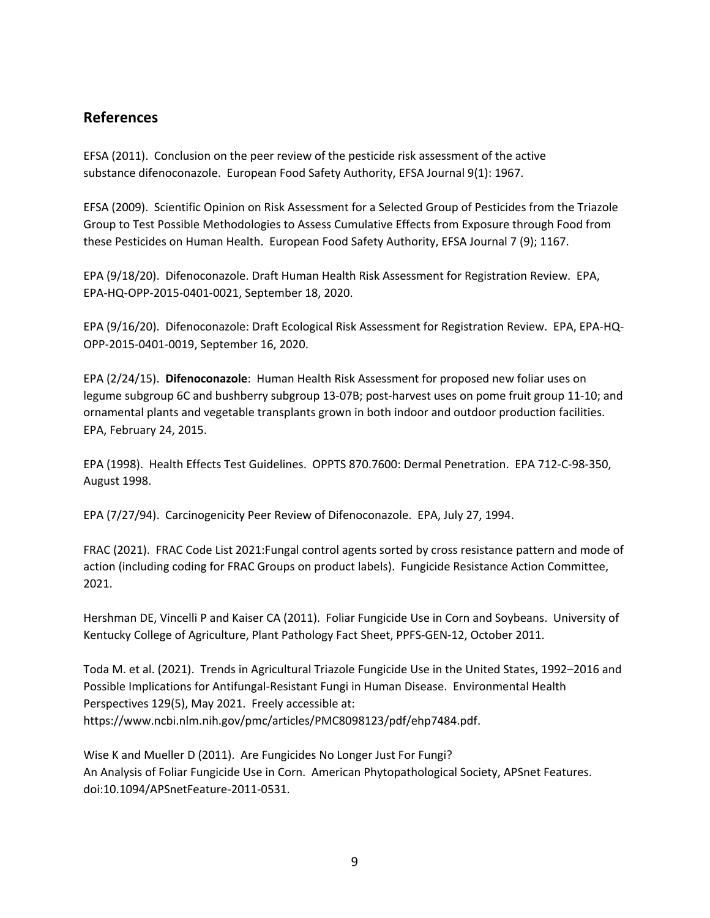## References

EFSA (2011). Conclusion on the peer review of the pesticide risk assessment of the active substance difenoconazole. European Food Safety Authority, EFSA Journal 9(1): 1967.

EFSA (2009). Scientific Opinion on Risk Assessment for a Selected Group of Pesticides from the Triazole Group to Test Possible Methodologies to Assess Cumulative Effects from Exposure through Food from these Pesticides on Human Health. European Food Safety Authority, EFSA Journal 7 (9); 1167.

EPA (9/18/20). Difenoconazole. Draft Human Health Risk Assessment for Registration Review. EPA, EPA-HQ-OPP-2015-0401-0021, September 18, 2020.

EPA (9/16/20). Difenoconazole: Draft Ecological Risk Assessment for Registration Review. EPA, EPA-HQ-OPP-2015-0401-0019, September 16, 2020.

EPA (2/24/15). **Difenoconazole**: Human Health Risk Assessment for proposed new foliar uses on legume subgroup 6C and bushberry subgroup 13-07B; post-harvest uses on pome fruit group 11-10; and ornamental plants and vegetable transplants grown in both indoor and outdoor production facilities. EPA, February 24, 2015.

EPA (1998). Health Effects Test Guidelines. OPPTS 870.7600: Dermal Penetration. EPA 712-C-98-350, August 1998.

EPA (7/27/94). Carcinogenicity Peer Review of Difenoconazole. EPA, July 27, 1994.

FRAC (2021). FRAC Code List 2021:Fungal control agents sorted by cross resistance pattern and mode of action (including coding for FRAC Groups on product labels). Fungicide Resistance Action Committee, 2021.

Hershman DE, Vincelli P and Kaiser CA (2011). Foliar Fungicide Use in Corn and Soybeans. University of Kentucky College of Agriculture, Plant Pathology Fact Sheet, PPFS-GEN-12, October 2011.

Toda M. et al. (2021). Trends in Agricultural Triazole Fungicide Use in the United States, 1992–2016 and Possible Implications for Antifungal-Resistant Fungi in Human Disease. Environmental Health Perspectives 129(5), May 2021. Freely accessible at: https://www.ncbi.nlm.nih.gov/pmc/articles/PMC8098123/pdf/ehp7484.pdf.

Wise K and Mueller D (2011). Are Fungicides No Longer Just For Fungi? An Analysis of Foliar Fungicide Use in Corn. American Phytopathological Society, APSnet Features. doi:10.1094/APSnetFeature-2011-0531.